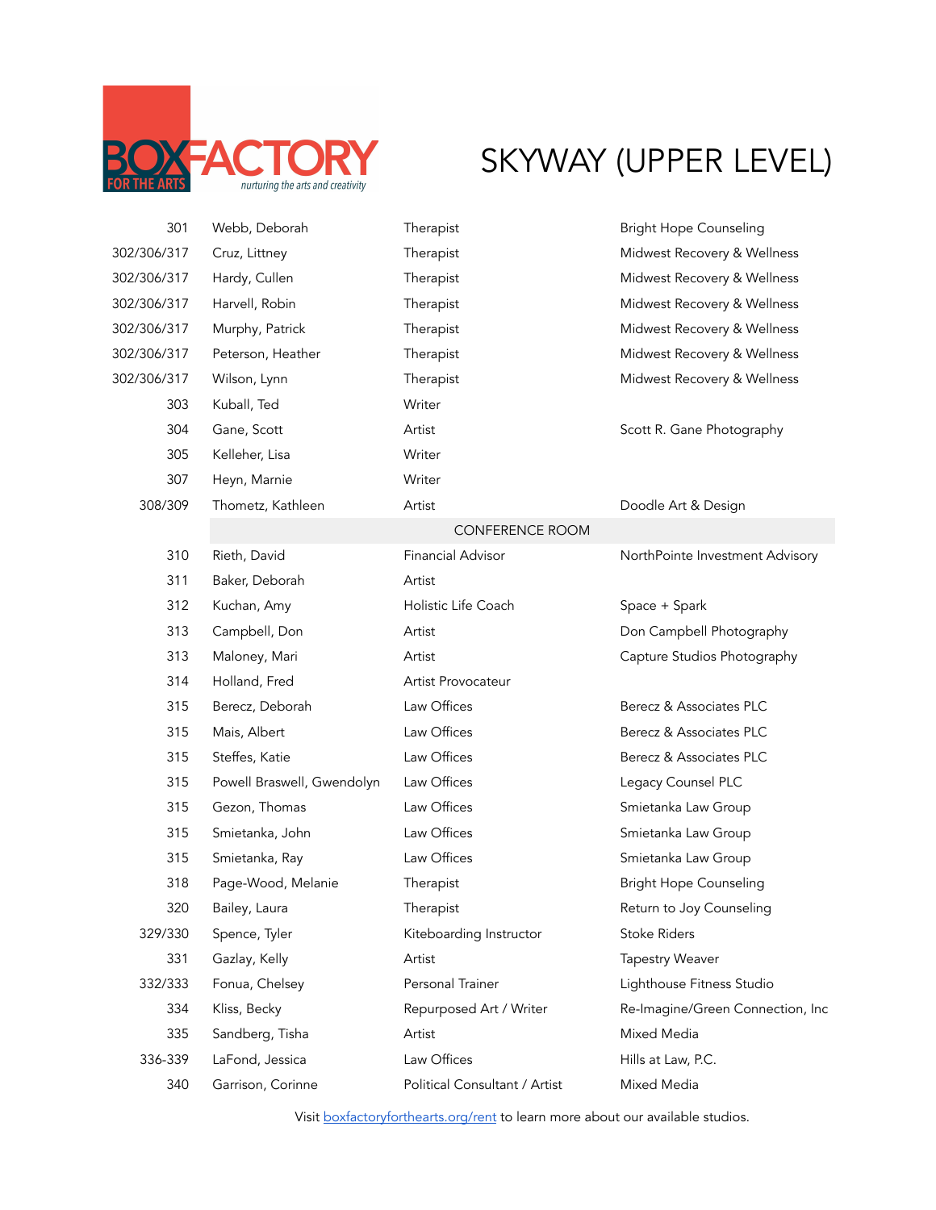BOX FACTORY FOR THE ARTS
*nurturing the arts and creativity*

# SKYWAY (UPPER LEVEL)

| | | | |
|---|---|---|---|
| 301 | Webb, Deborah | Therapist | Bright Hope Counseling |
| 302/306/317 | Cruz, Littney | Therapist | Midwest Recovery & Wellness |
| 302/306/317 | Hardy, Cullen | Therapist | Midwest Recovery & Wellness |
| 302/306/317 | Harvell, Robin | Therapist | Midwest Recovery & Wellness |
| 302/306/317 | Murphy, Patrick | Therapist | Midwest Recovery & Wellness |
| 302/306/317 | Peterson, Heather | Therapist | Midwest Recovery & Wellness |
| 302/306/317 | Wilson, Lynn | Therapist | Midwest Recovery & Wellness |
| 303 | Kuball, Ted | Writer | |
| 304 | Gane, Scott | Artist | Scott R. Gane Photography |
| 305 | Kelleher, Lisa | Writer | |
| 307 | Heyn, Marnie | Writer | |
| 308/309 | Thometz, Kathleen | Artist | Doodle Art & Design |
| | | CONFERENCE ROOM | |
| 310 | Rieth, David | Financial Advisor | NorthPointe Investment Advisory |
| 311 | Baker, Deborah | Artist | |
| 312 | Kuchan, Amy | Holistic Life Coach | Space + Spark |
| 313 | Campbell, Don | Artist | Don Campbell Photography |
| 313 | Maloney, Mari | Artist | Capture Studios Photography |
| 314 | Holland, Fred | Artist Provocateur | |
| 315 | Berecz, Deborah | Law Offices | Berecz & Associates PLC |
| 315 | Mais, Albert | Law Offices | Berecz & Associates PLC |
| 315 | Steffes, Katie | Law Offices | Berecz & Associates PLC |
| 315 | Powell Braswell, Gwendolyn | Law Offices | Legacy Counsel PLC |
| 315 | Gezon, Thomas | Law Offices | Smietanka Law Group |
| 315 | Smietanka, John | Law Offices | Smietanka Law Group |
| 315 | Smietanka, Ray | Law Offices | Smietanka Law Group |
| 318 | Page-Wood, Melanie | Therapist | Bright Hope Counseling |
| 320 | Bailey, Laura | Therapist | Return to Joy Counseling |
| 329/330 | Spence, Tyler | Kiteboarding Instructor | Stoke Riders |
| 331 | Gazlay, Kelly | Artist | Tapestry Weaver |
| 332/333 | Fonua, Chelsey | Personal Trainer | Lighthouse Fitness Studio |
| 334 | Kliss, Becky | Repurposed Art / Writer | Re-Imagine/Green Connection, Inc |
| 335 | Sandberg, Tisha | Artist | Mixed Media |
| 336-339 | LaFond, Jessica | Law Offices | Hills at Law, P.C. |
| 340 | Garrison, Corinne | Political Consultant / Artist | Mixed Media |

Visit boxfactoryforthearts.org/rent to learn more about our available studios.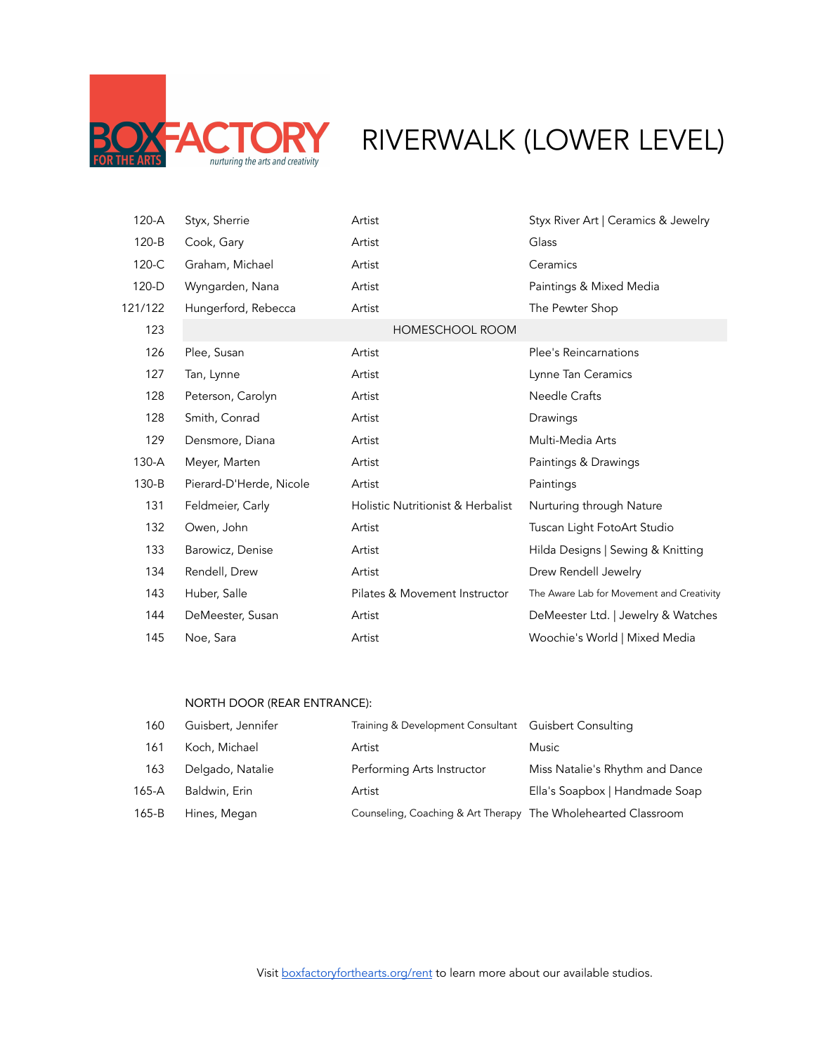BOX FACTORY FOR THE ARTS
*nurturing the arts and creativity*

# RIVERWALK (LOWER LEVEL)

| | | | |
|---|---|---|---|
| 120-A | Styx, Sherrie | Artist | Styx River Art \| Ceramics & Jewelry |
| 120-B | Cook, Gary | Artist | Glass |
| 120-C | Graham, Michael | Artist | Ceramics |
| 120-D | Wyngarden, Nana | Artist | Paintings & Mixed Media |
| 121/122 | Hungerford, Rebecca | Artist | The Pewter Shop |
| 123 | HOMESCHOOL ROOM | | |
| 126 | Plee, Susan | Artist | Plee's Reincarnations |
| 127 | Tan, Lynne | Artist | Lynne Tan Ceramics |
| 128 | Peterson, Carolyn | Artist | Needle Crafts |
| 128 | Smith, Conrad | Artist | Drawings |
| 129 | Densmore, Diana | Artist | Multi-Media Arts |
| 130-A | Meyer, Marten | Artist | Paintings & Drawings |
| 130-B | Pierard-D'Herde, Nicole | Artist | Paintings |
| 131 | Feldmeier, Carly | Holistic Nutritionist & Herbalist | Nurturing through Nature |
| 132 | Owen, John | Artist | Tuscan Light FotoArt Studio |
| 133 | Barowicz, Denise | Artist | Hilda Designs \| Sewing & Knitting |
| 134 | Rendell, Drew | Artist | Drew Rendell Jewelry |
| 143 | Huber, Salle | Pilates & Movement Instructor | The Aware Lab for Movement and Creativity |
| 144 | DeMeester, Susan | Artist | DeMeester Ltd. \| Jewelry & Watches |
| 145 | Noe, Sara | Artist | Woochie's World \| Mixed Media |

NORTH DOOR (REAR ENTRANCE):

| | | | |
|---|---|---|---|
| 160 | Guisbert, Jennifer | Training & Development Consultant | Guisbert Consulting |
| 161 | Koch, Michael | Artist | Music |
| 163 | Delgado, Natalie | Performing Arts Instructor | Miss Natalie's Rhythm and Dance |
| 165-A | Baldwin, Erin | Artist | Ella's Soapbox \| Handmade Soap |
| 165-B | Hines, Megan | Counseling, Coaching & Art Therapy | The Wholehearted Classroom |

Visit [boxfactoryforthearts.org/rent](boxfactoryforthearts.org/rent) to learn more about our available studios.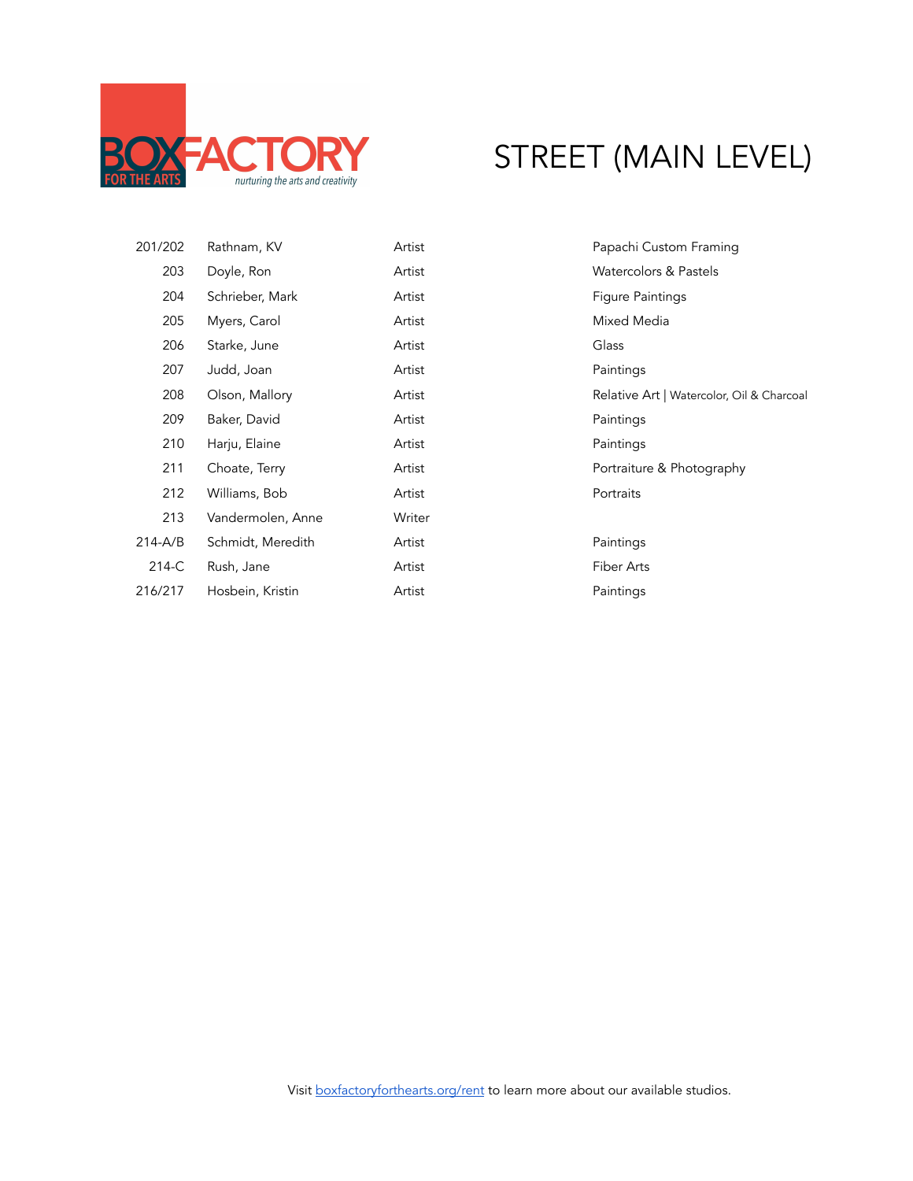BOX FACTORY FOR THE ARTS
*nurturing the arts and creativity*

# STREET (MAIN LEVEL)

| | | | |
|---|---|---|---|
| 201/202 | Rathnam, KV | Artist | Papachi Custom Framing |
| 203 | Doyle, Ron | Artist | Watercolors & Pastels |
| 204 | Schrieber, Mark | Artist | Figure Paintings |
| 205 | Myers, Carol | Artist | Mixed Media |
| 206 | Starke, June | Artist | Glass |
| 207 | Judd, Joan | Artist | Paintings |
| 208 | Olson, Mallory | Artist | Relative Art \| Watercolor, Oil & Charcoal |
| 209 | Baker, David | Artist | Paintings |
| 210 | Harju, Elaine | Artist | Paintings |
| 211 | Choate, Terry | Artist | Portraiture & Photography |
| 212 | Williams, Bob | Artist | Portraits |
| 213 | Vandermolen, Anne | Writer | |
| 214-A/B | Schmidt, Meredith | Artist | Paintings |
| 214-C | Rush, Jane | Artist | Fiber Arts |
| 216/217 | Hosbein, Kristin | Artist | Paintings |

Visit boxfactoryforthearts.org/rent to learn more about our available studios.